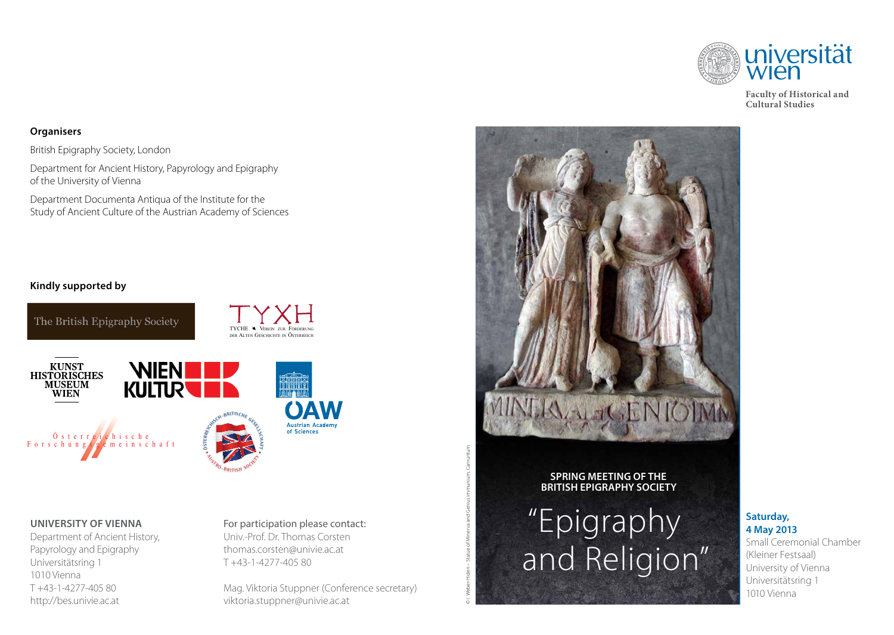universität wien

Faculty of Historical and Cultural Studies

**Organisers**

British Epigraphy Society, London

Department for Ancient History, Papyrology and Epigraphy of the University of Vienna

Department Documenta Antiqua of the Institute for the Study of Ancient Culture of the Austrian Academy of Sciences

**Kindly supported by**

The British Epigraphy Society

TYXH
TYCHE Verein zur Förderung der Alten Geschichte in Österreich

Kunsthistorisches Museum Wien

Wien Kultur

ÖAW Austrian Academy of Sciences

Österreichische Forschungsgemeinschaft

Österreichisch-Britische Gesellschaft – Austro-British Society

**UNIVERSITY OF VIENNA**
Department of Ancient History, Papyrology and Epigraphy
Universitätsring 1
1010 Vienna
T +43-1-4277-405 80
http://bes.univie.ac.at

For participation please contact:
Univ.-Prof. Dr. Thomas Corsten
thomas.corsten@univie.ac.at
T +43-1-4277-405 80

Mag. Viktoria Stuppner (Conference secretary)
viktoria.stuppner@univie.ac.at

© I. Weber-Hiden – Statue of Minerva and Genius immunium, Carnuntum

**SPRING MEETING OF THE BRITISH EPIGRAPHY SOCIETY**

# "Epigraphy and Religion"

**Saturday, 4 May 2013**
Small Ceremonial Chamber (Kleiner Festsaal)
University of Vienna
Universitätsring 1
1010 Vienna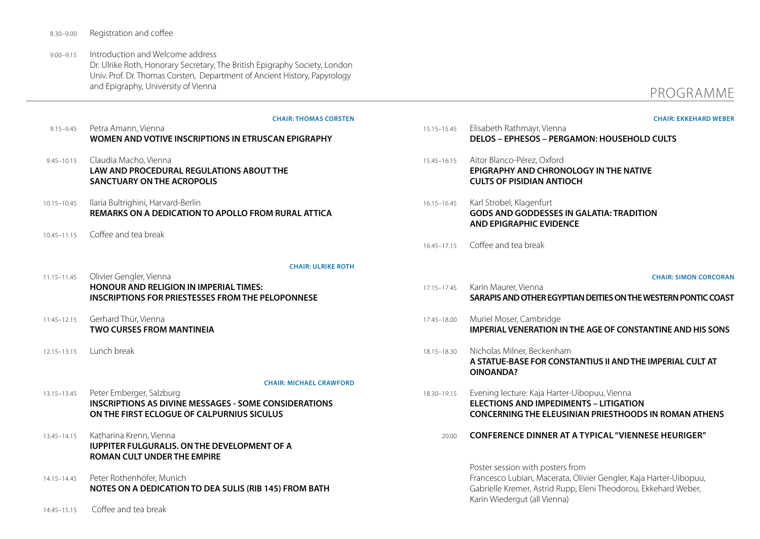# PROGRAMME

8.30–9.00 Registration and coffee

9:00–9:15 Introduction and Welcome address
Dr. Ulrike Roth, Honorary Secretary, The British Epigraphy Society, London
Univ. Prof. Dr. Thomas Corsten, Department of Ancient History, Papyrology and Epigraphy, University of Vienna

**CHAIR: THOMAS CORSTEN**

9.15–9.45 Petra Amann, Vienna
**WOMEN AND VOTIVE INSCRIPTIONS IN ETRUSCAN EPIGRAPHY**

9.45–10.15 Claudia Macho, Vienna
**LAW AND PROCEDURAL REGULATIONS ABOUT THE SANCTUARY ON THE ACROPOLIS**

10.15–10.45 Ilaria Bultrighini, Harvard-Berlin
**REMARKS ON A DEDICATION TO APOLLO FROM RURAL ATTICA**

10.45–11.15 Coffee and tea break

**CHAIR: ULRIKE ROTH**

11.15–11.45 Olivier Gengler, Vienna
**HONOUR AND RELIGION IN IMPERIAL TIMES: INSCRIPTIONS FOR PRIESTESSES FROM THE PELOPONNESE**

11:45–12.15 Gerhard Thür, Vienna
**TWO CURSES FROM MANTINEIA**

12.15–13.15 Lunch break

**CHAIR: MICHAEL CRAWFORD**

13.15–13.45 Peter Emberger, Salzburg
**INSCRIPTIONS AS DIVINE MESSAGES - SOME CONSIDERATIONS ON THE FIRST ECLOGUE OF CALPURNIUS SICULUS**

13.45–14.15 Katharina Krenn, Vienna
**IUPPITER FULGURALIS. ON THE DEVELOPMENT OF A ROMAN CULT UNDER THE EMPIRE**

14.15–14.45 Peter Rothenhöfer, Munich
**NOTES ON A DEDICATION TO DEA SULIS (RIB 145) FROM BATH**

14.45–15.15 Coffee and tea break

**CHAIR: EKKEHARD WEBER**

15.15–15.45 Elisabeth Rathmayr, Vienna
**DELOS – EPHESOS – PERGAMON: HOUSEHOLD CULTS**

15.45–16.15 Aitor Blanco-Pérez, Oxford
**EPIGRAPHY AND CHRONOLOGY IN THE NATIVE CULTS OF PISIDIAN ANTIOCH**

16.15–16.45 Karl Strobel, Klagenfurt
**GODS AND GODDESSES IN GALATIA: TRADITION AND EPIGRAPHIC EVIDENCE**

16.45–17.15 Coffee and tea break

**CHAIR: SIMON CORCORAN**

17.15–17.45 Karin Maurer, Vienna
**SARAPIS AND OTHER EGYPTIAN DEITIES ON THE WESTERN PONTIC COAST**

17.45–18.00 Muriel Moser, Cambridge
**IMPERIAL VENERATION IN THE AGE OF CONSTANTINE AND HIS SONS**

18.15–18.30 Nicholas Milner, Beckenham
**A STATUE-BASE FOR CONSTANTIUS II AND THE IMPERIAL CULT AT OINOANDA?**

18.30–19.15 Evening lecture: Kaja Harter-Uibopuu, Vienna
**ELECTIONS AND IMPEDIMENTS – LITIGATION CONCERNING THE ELEUSINIAN PRIESTHOODS IN ROMAN ATHENS**

20.00 **CONFERENCE DINNER AT A TYPICAL "VIENNESE HEURIGER"**

Poster session with posters from
Francesco Lubian, Macerata, Olivier Gengler, Kaja Harter-Uibopuu, Gabrielle Kremer, Astrid Rupp, Eleni Theodorou, Ekkehard Weber, Karin Wiedergut (all Vienna)